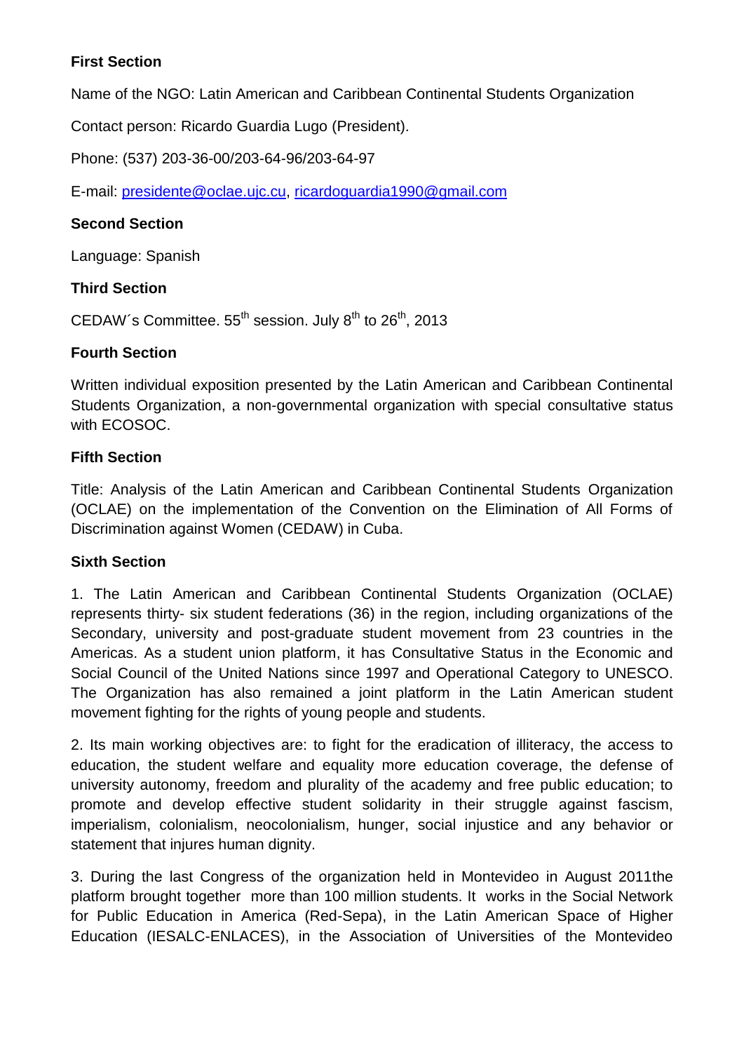**First Section**

Name of the NGO: Latin American and Caribbean Continental Students Organization

Contact person: Ricardo Guardia Lugo (President).

Phone: (537) 203-36-00/203-64-96/203-64-97

E-mail: presidente@oclae.ujc.cu, ricardoguardia1990@gmail.com

**Second Section**

Language: Spanish

**Third Section**

CEDAW´s Committee. 55$^{th}$ session. July 8$^{th}$ to 26$^{th}$, 2013

**Fourth Section**

Written individual exposition presented by the Latin American and Caribbean Continental Students Organization, a non-governmental organization with special consultative status with ECOSOC.

**Fifth Section**

Title: Analysis of the Latin American and Caribbean Continental Students Organization (OCLAE) on the implementation of the Convention on the Elimination of All Forms of Discrimination against Women (CEDAW) in Cuba.

**Sixth Section**

1. The Latin American and Caribbean Continental Students Organization (OCLAE) represents thirty- six student federations (36) in the region, including organizations of the Secondary, university and post-graduate student movement from 23 countries in the Americas. As a student union platform, it has Consultative Status in the Economic and Social Council of the United Nations since 1997 and Operational Category to UNESCO. The Organization has also remained a joint platform in the Latin American student movement fighting for the rights of young people and students.

2. Its main working objectives are: to fight for the eradication of illiteracy, the access to education, the student welfare and equality more education coverage, the defense of university autonomy, freedom and plurality of the academy and free public education; to promote and develop effective student solidarity in their struggle against fascism, imperialism, colonialism, neocolonialism, hunger, social injustice and any behavior or statement that injures human dignity.

3. During the last Congress of the organization held in Montevideo in August 2011the platform brought together more than 100 million students. It works in the Social Network for Public Education in America (Red-Sepa), in the Latin American Space of Higher Education (IESALC-ENLACES), in the Association of Universities of the Montevideo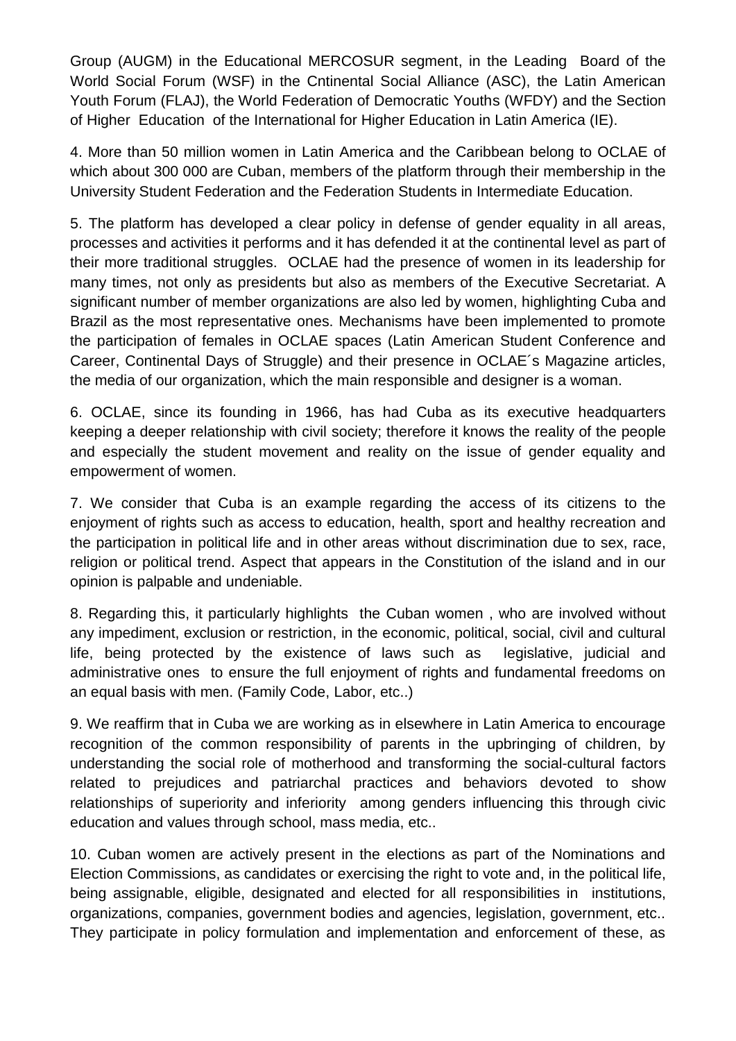Group (AUGM) in the Educational MERCOSUR segment, in the Leading Board of the World Social Forum (WSF) in the Cntinental Social Alliance (ASC), the Latin American Youth Forum (FLAJ), the World Federation of Democratic Youths (WFDY) and the Section of Higher Education of the International for Higher Education in Latin America (IE).

4. More than 50 million women in Latin America and the Caribbean belong to OCLAE of which about 300 000 are Cuban, members of the platform through their membership in the University Student Federation and the Federation Students in Intermediate Education.

5. The platform has developed a clear policy in defense of gender equality in all areas, processes and activities it performs and it has defended it at the continental level as part of their more traditional struggles. OCLAE had the presence of women in its leadership for many times, not only as presidents but also as members of the Executive Secretariat. A significant number of member organizations are also led by women, highlighting Cuba and Brazil as the most representative ones. Mechanisms have been implemented to promote the participation of females in OCLAE spaces (Latin American Student Conference and Career, Continental Days of Struggle) and their presence in OCLAE´s Magazine articles, the media of our organization, which the main responsible and designer is a woman.

6. OCLAE, since its founding in 1966, has had Cuba as its executive headquarters keeping a deeper relationship with civil society; therefore it knows the reality of the people and especially the student movement and reality on the issue of gender equality and empowerment of women.

7. We consider that Cuba is an example regarding the access of its citizens to the enjoyment of rights such as access to education, health, sport and healthy recreation and the participation in political life and in other areas without discrimination due to sex, race, religion or political trend. Aspect that appears in the Constitution of the island and in our opinion is palpable and undeniable.

8. Regarding this, it particularly highlights the Cuban women , who are involved without any impediment, exclusion or restriction, in the economic, political, social, civil and cultural life, being protected by the existence of laws such as legislative, judicial and administrative ones to ensure the full enjoyment of rights and fundamental freedoms on an equal basis with men. (Family Code, Labor, etc..)

9. We reaffirm that in Cuba we are working as in elsewhere in Latin America to encourage recognition of the common responsibility of parents in the upbringing of children, by understanding the social role of motherhood and transforming the social-cultural factors related to prejudices and patriarchal practices and behaviors devoted to show relationships of superiority and inferiority among genders influencing this through civic education and values through school, mass media, etc..

10. Cuban women are actively present in the elections as part of the Nominations and Election Commissions, as candidates or exercising the right to vote and, in the political life, being assignable, eligible, designated and elected for all responsibilities in institutions, organizations, companies, government bodies and agencies, legislation, government, etc.. They participate in policy formulation and implementation and enforcement of these, as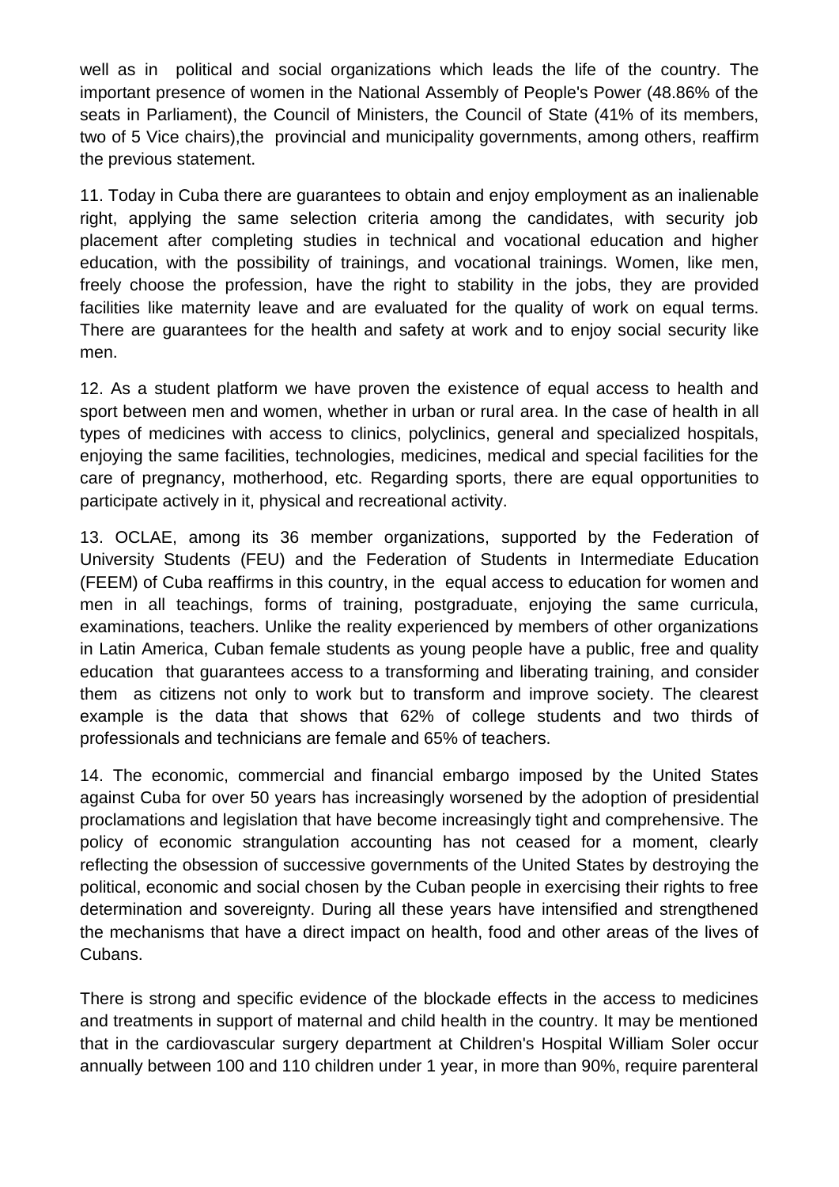well as in political and social organizations which leads the life of the country. The important presence of women in the National Assembly of People's Power (48.86% of the seats in Parliament), the Council of Ministers, the Council of State (41% of its members, two of 5 Vice chairs),the provincial and municipality governments, among others, reaffirm the previous statement.

11. Today in Cuba there are guarantees to obtain and enjoy employment as an inalienable right, applying the same selection criteria among the candidates, with security job placement after completing studies in technical and vocational education and higher education, with the possibility of trainings, and vocational trainings. Women, like men, freely choose the profession, have the right to stability in the jobs, they are provided facilities like maternity leave and are evaluated for the quality of work on equal terms. There are guarantees for the health and safety at work and to enjoy social security like men.

12. As a student platform we have proven the existence of equal access to health and sport between men and women, whether in urban or rural area. In the case of health in all types of medicines with access to clinics, polyclinics, general and specialized hospitals, enjoying the same facilities, technologies, medicines, medical and special facilities for the care of pregnancy, motherhood, etc. Regarding sports, there are equal opportunities to participate actively in it, physical and recreational activity.

13. OCLAE, among its 36 member organizations, supported by the Federation of University Students (FEU) and the Federation of Students in Intermediate Education (FEEM) of Cuba reaffirms in this country, in the equal access to education for women and men in all teachings, forms of training, postgraduate, enjoying the same curricula, examinations, teachers. Unlike the reality experienced by members of other organizations in Latin America, Cuban female students as young people have a public, free and quality education that guarantees access to a transforming and liberating training, and consider them as citizens not only to work but to transform and improve society. The clearest example is the data that shows that 62% of college students and two thirds of professionals and technicians are female and 65% of teachers.

14. The economic, commercial and financial embargo imposed by the United States against Cuba for over 50 years has increasingly worsened by the adoption of presidential proclamations and legislation that have become increasingly tight and comprehensive. The policy of economic strangulation accounting has not ceased for a moment, clearly reflecting the obsession of successive governments of the United States by destroying the political, economic and social chosen by the Cuban people in exercising their rights to free determination and sovereignty. During all these years have intensified and strengthened the mechanisms that have a direct impact on health, food and other areas of the lives of Cubans.

There is strong and specific evidence of the blockade effects in the access to medicines and treatments in support of maternal and child health in the country. It may be mentioned that in the cardiovascular surgery department at Children's Hospital William Soler occur annually between 100 and 110 children under 1 year, in more than 90%, require parenteral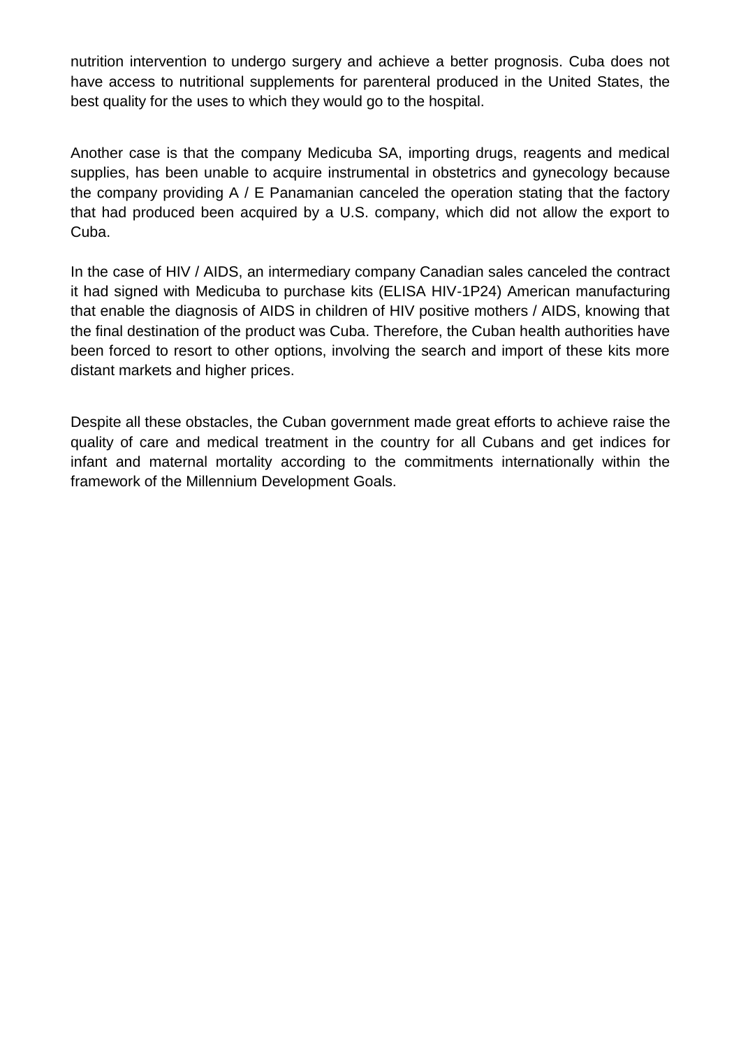nutrition intervention to undergo surgery and achieve a better prognosis. Cuba does not have access to nutritional supplements for parenteral produced in the United States, the best quality for the uses to which they would go to the hospital.

Another case is that the company Medicuba SA, importing drugs, reagents and medical supplies, has been unable to acquire instrumental in obstetrics and gynecology because the company providing A / E Panamanian canceled the operation stating that the factory that had produced been acquired by a U.S. company, which did not allow the export to Cuba.

In the case of HIV / AIDS, an intermediary company Canadian sales canceled the contract it had signed with Medicuba to purchase kits (ELISA HIV-1P24) American manufacturing that enable the diagnosis of AIDS in children of HIV positive mothers / AIDS, knowing that the final destination of the product was Cuba. Therefore, the Cuban health authorities have been forced to resort to other options, involving the search and import of these kits more distant markets and higher prices.

Despite all these obstacles, the Cuban government made great efforts to achieve raise the quality of care and medical treatment in the country for all Cubans and get indices for infant and maternal mortality according to the commitments internationally within the framework of the Millennium Development Goals.